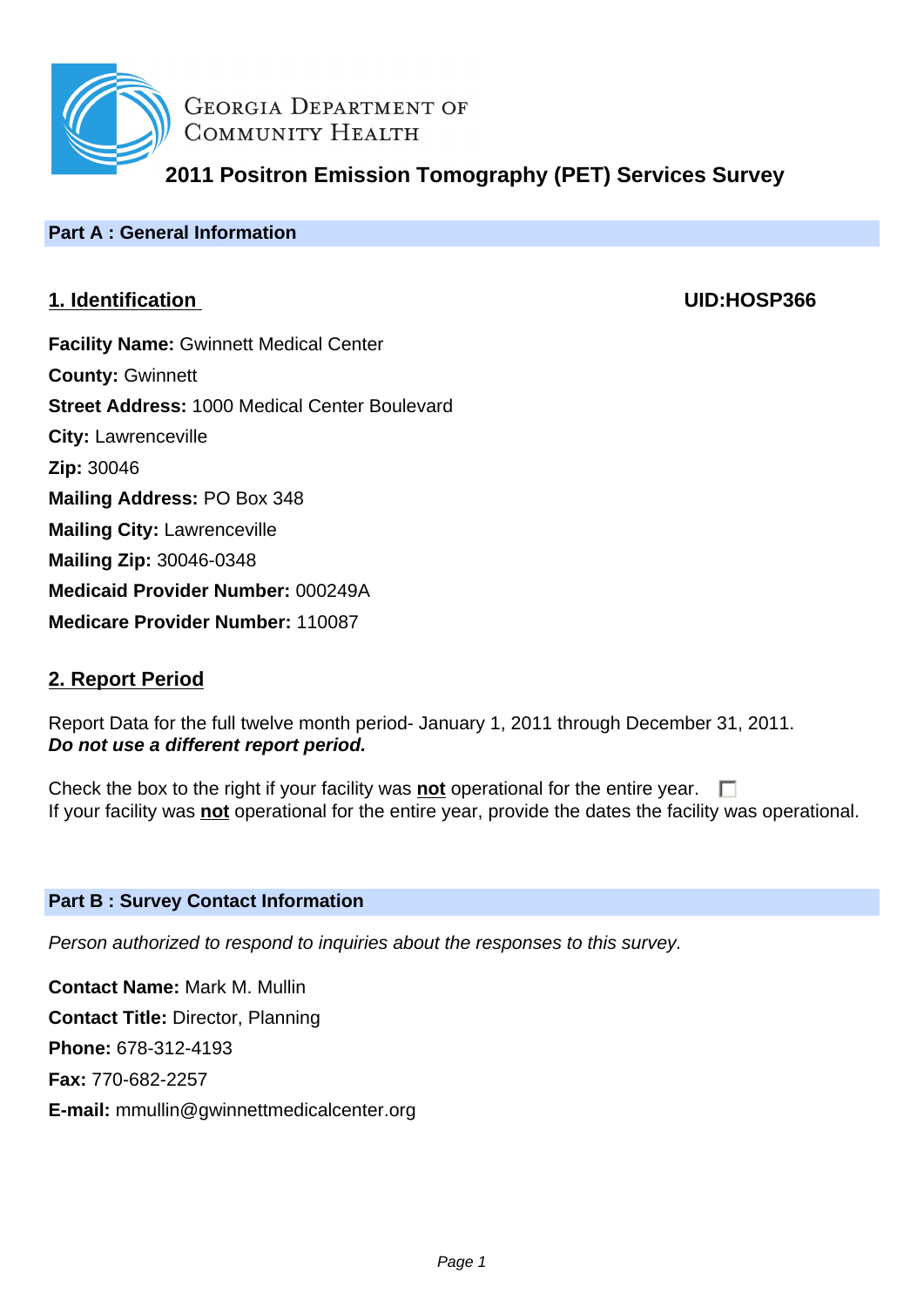Georgia Department of Community Health

# 2011 Positron Emission Tomography (PET) Services Survey

## Part A : General Information

### 1. Identification

**UID:HOSP366**

**Facility Name:** Gwinnett Medical Center
**County:** Gwinnett
**Street Address:** 1000 Medical Center Boulevard
**City:** Lawrenceville
**Zip:** 30046
**Mailing Address:** PO Box 348
**Mailing City:** Lawrenceville
**Mailing Zip:** 30046-0348
**Medicaid Provider Number:** 000249A
**Medicare Provider Number:** 110087

### 2. Report Period

Report Data for the full twelve month period- January 1, 2011 through December 31, 2011.
***Do not use a different report period.***

Check the box to right if your facility was **not** operational for the entire year. ☐
If your facility was **not** operational for the entire year, provide the dates the facility was operational.

## Part B : Survey Contact Information

*Person authorized to respond to inquiries about the responses to this survey.*

**Contact Name:** Mark M. Mullin
**Contact Title:** Director, Planning
**Phone:** 678-312-4193
**Fax:** 770-682-2257
**E-mail:** mmullin@gwinnettmedicalcenter.org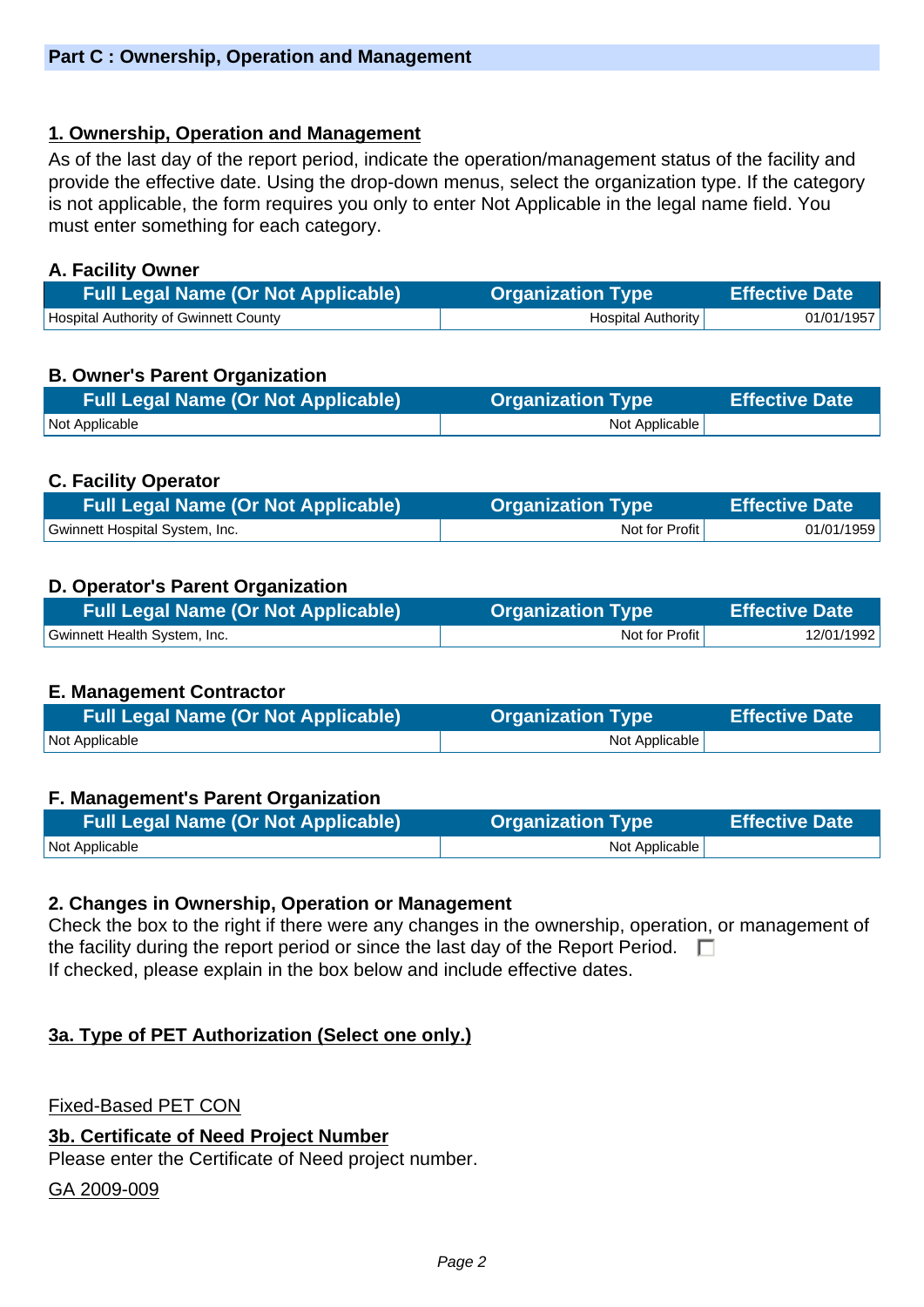## Part C : Ownership, Operation and Management

### 1. Ownership, Operation and Management

As of the last day of the report period, indicate the operation/management status of the facility and provide the effective date. Using the drop-down menus, select the organization type. If the category is not applicable, the form requires you only to enter Not Applicable in the legal name field. You must enter something for each category.

**A. Facility Owner**

| Full Legal Name (Or Not Applicable) | Organization Type | Effective Date |
|---|---|---|
| Hospital Authority of Gwinnett County | Hospital Authority | 01/01/1957 |

**B. Owner's Parent Organization**

| Full Legal Name (Or Not Applicable) | Organization Type | Effective Date |
|---|---|---|
| Not Applicable | Not Applicable | |

**C. Facility Operator**

| Full Legal Name (Or Not Applicable) | Organization Type | Effective Date |
|---|---|---|
| Gwinnett Hospital System, Inc. | Not for Profit | 01/01/1959 |

**D. Operator's Parent Organization**

| Full Legal Name (Or Not Applicable) | Organization Type | Effective Date |
|---|---|---|
| Gwinnett Health System, Inc. | Not for Profit | 12/01/1992 |

**E. Management Contractor**

| Full Legal Name (Or Not Applicable) | Organization Type | Effective Date |
|---|---|---|
| Not Applicable | Not Applicable | |

**F. Management's Parent Organization**

| Full Legal Name (Or Not Applicable) | Organization Type | Effective Date |
|---|---|---|
| Not Applicable | Not Applicable | |

**2. Changes in Ownership, Operation or Management**

Check the box to the right if there were any changes in the ownership, operation, or management of the facility during the report period or since the last day of the Report Period. ☐
If checked, please explain in the box below and include effective dates.

**3a. Type of PET Authorization (Select one only.)**

Fixed-Based PET CON

**3b. Certificate of Need Project Number**

Please enter the Certificate of Need project number.

GA 2009-009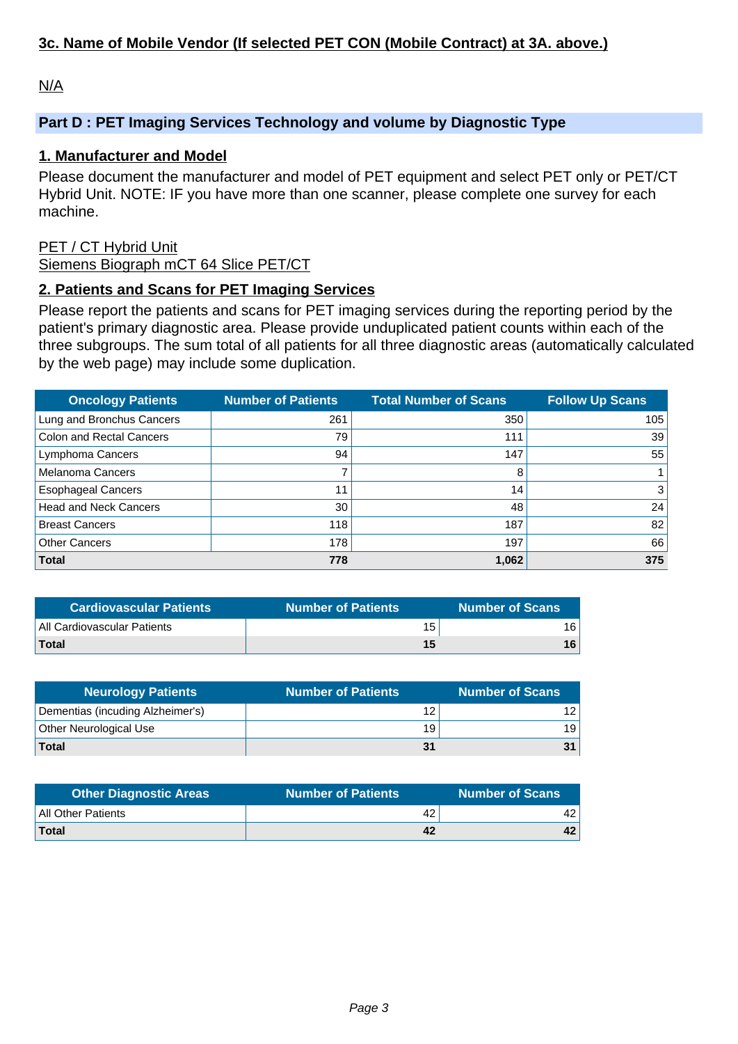### 3c. Name of Mobile Vendor (If selected PET CON (Mobile Contract) at 3A. above.)

N/A

## Part D : PET Imaging Services Technology and volume by Diagnostic Type

### 1. Manufacturer and Model

Please document the manufacturer and model of PET equipment and select PET only or PET/CT Hybrid Unit. NOTE: IF you have more than one scanner, please complete one survey for each machine.

PET / CT Hybrid Unit
Siemens Biograph mCT 64 Slice PET/CT

### 2. Patients and Scans for PET Imaging Services

Please report the patients and scans for PET imaging services during the reporting period by the patient's primary diagnostic area. Please provide unduplicated patient counts within each of the three subgroups. The sum total of all patients for all three diagnostic areas (automatically calculated by the web page) may include some duplication.

| Oncology Patients | Number of Patients | Total Number of Scans | Follow Up Scans |
|---|---|---|---|
| Lung and Bronchus Cancers | 261 | 350 | 105 |
| Colon and Rectal Cancers | 79 | 111 | 39 |
| Lymphoma Cancers | 94 | 147 | 55 |
| Melanoma Cancers | 7 | 8 | 1 |
| Esophageal Cancers | 11 | 14 | 3 |
| Head and Neck Cancers | 30 | 48 | 24 |
| Breast Cancers | 118 | 187 | 82 |
| Other Cancers | 178 | 197 | 66 |
| **Total** | **778** | **1,062** | **375** |

| Cardiovascular Patients | Number of Patients | Number of Scans |
|---|---|---|
| All Cardiovascular Patients | 15 | 16 |
| **Total** | **15** | **16** |

| Neurology Patients | Number of Patients | Number of Scans |
|---|---|---|
| Dementias (incuding Alzheimer's) | 12 | 12 |
| Other Neurological Use | 19 | 19 |
| **Total** | **31** | **31** |

| Other Diagnostic Areas | Number of Patients | Number of Scans |
|---|---|---|
| All Other Patients | 42 | 42 |
| **Total** | **42** | **42** |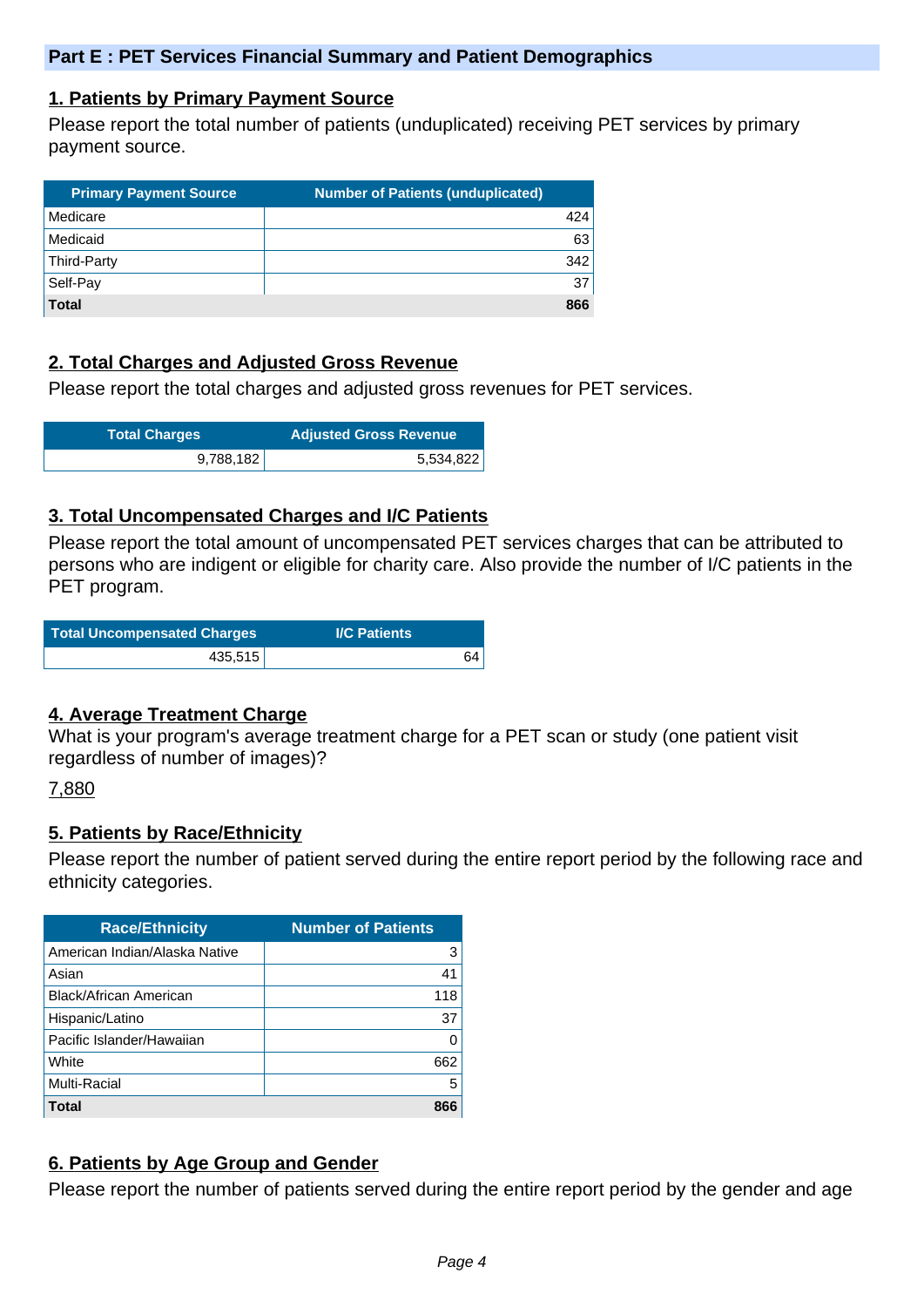## Part E : PET Services Financial Summary and Patient Demographics

### 1. Patients by Primary Payment Source

Please report the total number of patients (unduplicated) receiving PET services by primary payment source.

| Primary Payment Source | Number of Patients (unduplicated) |
|---|---|
| Medicare | 424 |
| Medicaid | 63 |
| Third-Party | 342 |
| Self-Pay | 37 |
| **Total** | **866** |

### 2. Total Charges and Adjusted Gross Revenue

Please report the total charges and adjusted gross revenues for PET services.

| Total Charges | Adjusted Gross Revenue |
|---|---|
| 9,788,182 | 5,534,822 |

### 3. Total Uncompensated Charges and I/C Patients

Please report the total amount of uncompensated PET services charges that can be attributed to persons who are indigent or eligible for charity care. Also provide the number of I/C patients in the PET program.

| Total Uncompensated Charges | I/C Patients |
|---|---|
| 435,515 | 64 |

### 4. Average Treatment Charge

What is your program's average treatment charge for a PET scan or study (one patient visit regardless of number of images)?

7,880

### 5. Patients by Race/Ethnicity

Please report the number of patient served during the entire report period by the following race and ethnicity categories.

| Race/Ethnicity | Number of Patients |
|---|---|
| American Indian/Alaska Native | 3 |
| Asian | 41 |
| Black/African American | 118 |
| Hispanic/Latino | 37 |
| Pacific Islander/Hawaiian | 0 |
| White | 662 |
| Multi-Racial | 5 |
| **Total** | **866** |

### 6. Patients by Age Group and Gender

Please report the number of patients served during the entire report period by the gender and age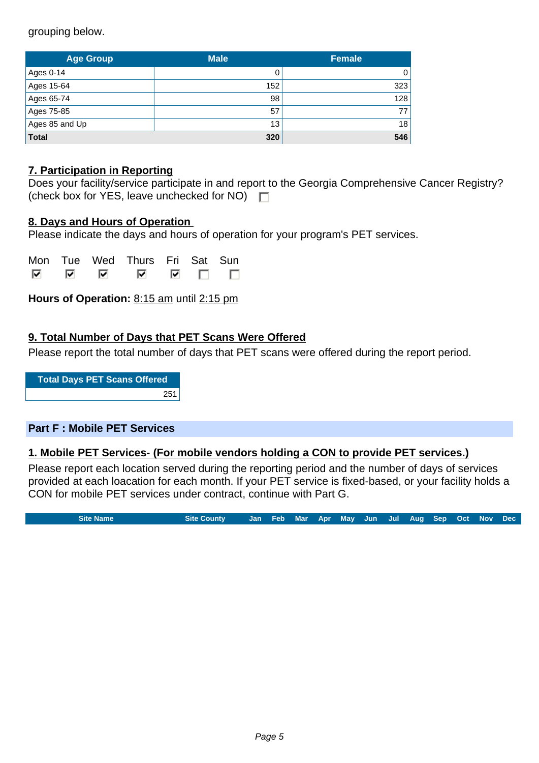grouping below.

| Age Group | Male | Female |
| --- | --- | --- |
| Ages 0-14 | 0 | 0 |
| Ages 15-64 | 152 | 323 |
| Ages 65-74 | 98 | 128 |
| Ages 75-85 | 57 | 77 |
| Ages 85 and Up | 13 | 18 |
| **Total** | **320** | **546** |

**7. Participation in Reporting**

Does your facility/service participate in and report to the Georgia Comprehensive Cancer Registry? (check box for YES, leave unchecked for NO) ☐

**8. Days and Hours of Operation**

Please indicate the days and hours of operation for your program's PET services.

| Mon | Tue | Wed | Thurs | Fri | Sat | Sun |
| --- | --- | --- | --- | --- | --- | --- |
| ☑ | ☑ | ☑ | ☑ | ☑ | ☐ | ☐ |

**Hours of Operation:** 8:15 am until 2:15 pm

**9. Total Number of Days that PET Scans Were Offered**

Please report the total number of days that PET scans were offered during the report period.

| Total Days PET Scans Offered |
| --- |
| 251 |

## Part F : Mobile PET Services

**1. Mobile PET Services- (For mobile vendors holding a CON to provide PET services.)**

Please report each location served during the reporting period and the number of days of services provided at each loacation for each month. If your PET service is fixed-based, or your facility holds a CON for mobile PET services under contract, continue with Part G.

| Site Name | Site County | Jan | Feb | Mar | Apr | May | Jun | Jul | Aug | Sep | Oct | Nov | Dec |
| --- | --- | --- | --- | --- | --- | --- | --- | --- | --- | --- | --- | --- | --- |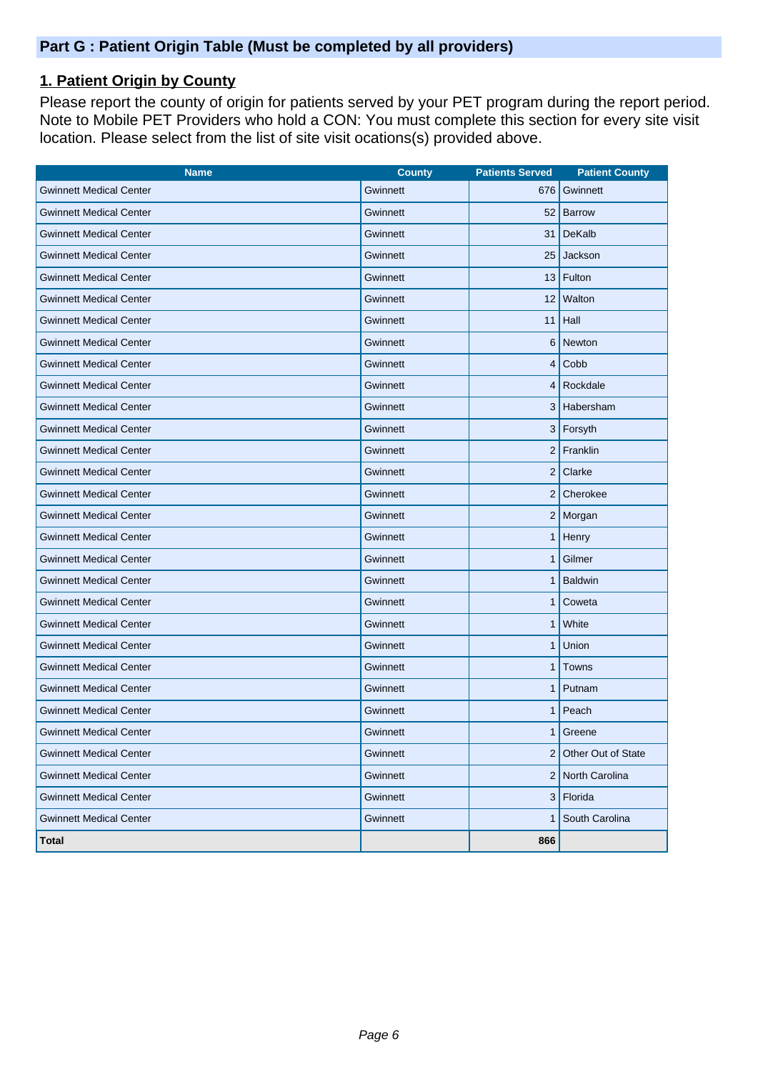## Part G : Patient Origin Table (Must be completed by all providers)

### 1. Patient Origin by County

Please report the county of origin for patients served by your PET program during the report period. Note to Mobile PET Providers who hold a CON: You must complete this section for every site visit location. Please select from the list of site visit ocations(s) provided above.

| Name | County | Patients Served | Patient County |
|---|---|---|---|
| Gwinnett Medical Center | Gwinnett | 676 | Gwinnett |
| Gwinnett Medical Center | Gwinnett | 52 | Barrow |
| Gwinnett Medical Center | Gwinnett | 31 | DeKalb |
| Gwinnett Medical Center | Gwinnett | 25 | Jackson |
| Gwinnett Medical Center | Gwinnett | 13 | Fulton |
| Gwinnett Medical Center | Gwinnett | 12 | Walton |
| Gwinnett Medical Center | Gwinnett | 11 | Hall |
| Gwinnett Medical Center | Gwinnett | 6 | Newton |
| Gwinnett Medical Center | Gwinnett | 4 | Cobb |
| Gwinnett Medical Center | Gwinnett | 4 | Rockdale |
| Gwinnett Medical Center | Gwinnett | 3 | Habersham |
| Gwinnett Medical Center | Gwinnett | 3 | Forsyth |
| Gwinnett Medical Center | Gwinnett | 2 | Franklin |
| Gwinnett Medical Center | Gwinnett | 2 | Clarke |
| Gwinnett Medical Center | Gwinnett | 2 | Cherokee |
| Gwinnett Medical Center | Gwinnett | 2 | Morgan |
| Gwinnett Medical Center | Gwinnett | 1 | Henry |
| Gwinnett Medical Center | Gwinnett | 1 | Gilmer |
| Gwinnett Medical Center | Gwinnett | 1 | Baldwin |
| Gwinnett Medical Center | Gwinnett | 1 | Coweta |
| Gwinnett Medical Center | Gwinnett | 1 | White |
| Gwinnett Medical Center | Gwinnett | 1 | Union |
| Gwinnett Medical Center | Gwinnett | 1 | Towns |
| Gwinnett Medical Center | Gwinnett | 1 | Putnam |
| Gwinnett Medical Center | Gwinnett | 1 | Peach |
| Gwinnett Medical Center | Gwinnett | 1 | Greene |
| Gwinnett Medical Center | Gwinnett | 2 | Other Out of State |
| Gwinnett Medical Center | Gwinnett | 2 | North Carolina |
| Gwinnett Medical Center | Gwinnett | 3 | Florida |
| Gwinnett Medical Center | Gwinnett | 1 | South Carolina |
| **Total** | | **866** | |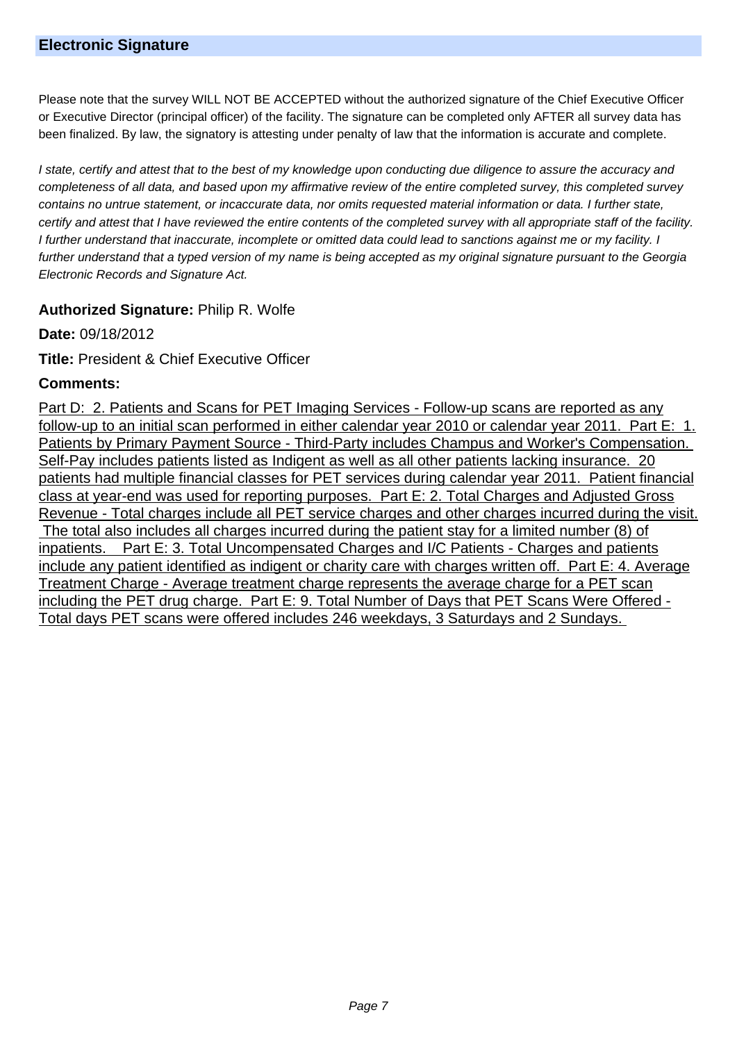## Electronic Signature

Please note that the survey WILL NOT BE ACCEPTED without the authorized signature of the Chief Executive Officer or Executive Director (principal officer) of the facility. The signature can be completed only AFTER all survey data has been finalized. By law, the signatory is attesting under penalty of law that the information is accurate and complete.

*I state, certify and attest that to the best of my knowledge upon conducting due diligence to assure the accuracy and completeness of all data, and based upon my affirmative review of the entire completed survey, this completed survey contains no untrue statement, or inaccurate data, nor omits requested material information or data. I further state, certify and attest that I have reviewed the entire contents of the completed survey with all appropriate staff of the facility. I further understand that inaccurate, incomplete or omitted data could lead to sanctions against me or my facility. I further understand that a typed version of my name is being accepted as my original signature pursuant to the Georgia Electronic Records and Signature Act.*

**Authorized Signature:** Philip R. Wolfe

**Date:** 09/18/2012

**Title:** President & Chief Executive Officer

**Comments:**

Part D: 2. Patients and Scans for PET Imaging Services - Follow-up scans are reported as any follow-up to an initial scan performed in either calendar year 2010 or calendar year 2011. Part E: 1. Patients by Primary Payment Source - Third-Party includes Champus and Worker's Compensation. Self-Pay includes patients listed as Indigent as well as all other patients lacking insurance. 20 patients had multiple financial classes for PET services during calendar year 2011. Patient financial class at year-end was used for reporting purposes. Part E: 2. Total Charges and Adjusted Gross Revenue - Total charges include all PET service charges and other charges incurred during the visit. The total also includes all charges incurred during the patient stay for a limited number (8) of inpatients. Part E: 3. Total Uncompensated Charges and I/C Patients - Charges and patients include any patient identified as indigent or charity care with charges written off. Part E: 4. Average Treatment Charge - Average treatment charge represents the average charge for a PET scan including the PET drug charge. Part E: 9. Total Number of Days that PET Scans Were Offered - Total days PET scans were offered includes 246 weekdays, 3 Saturdays and 2 Sundays.